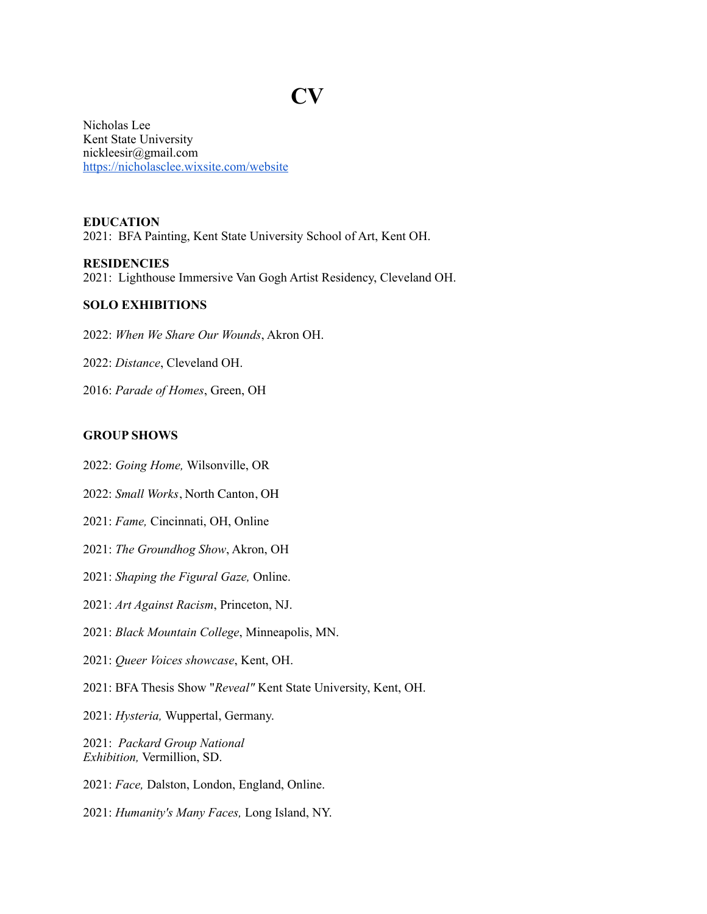# CV

Nicholas Lee
Kent State University
nickleesir@gmail.com
https://nicholasclee.wixsite.com/website

**EDUCATION**
2021: BFA Painting, Kent State University School of Art, Kent OH.

**RESIDENCIES**
2021: Lighthouse Immersive Van Gogh Artist Residency, Cleveland OH.

**SOLO EXHIBITIONS**

2022: *When We Share Our Wounds*, Akron OH.

2022: *Distance*, Cleveland OH.

2016: *Parade of Homes*, Green, OH

**GROUP SHOWS**

2022: *Going Home,* Wilsonville, OR

2022: *Small Works*, North Canton, OH

2021: *Fame,* Cincinnati, OH, Online

2021: *The Groundhog Show*, Akron, OH

2021: *Shaping the Figural Gaze,* Online.

2021: *Art Against Racism*, Princeton, NJ.

2021: *Black Mountain College*, Minneapolis, MN.

2021: *Queer Voices showcase*, Kent, OH.

2021: BFA Thesis Show "*Reveal"* Kent State University, Kent, OH.

2021: *Hysteria,* Wuppertal, Germany.

2021: *Packard Group National Exhibition,* Vermillion, SD.

2021: *Face,* Dalston, London, England, Online.

2021: *Humanity's Many Faces,* Long Island, NY.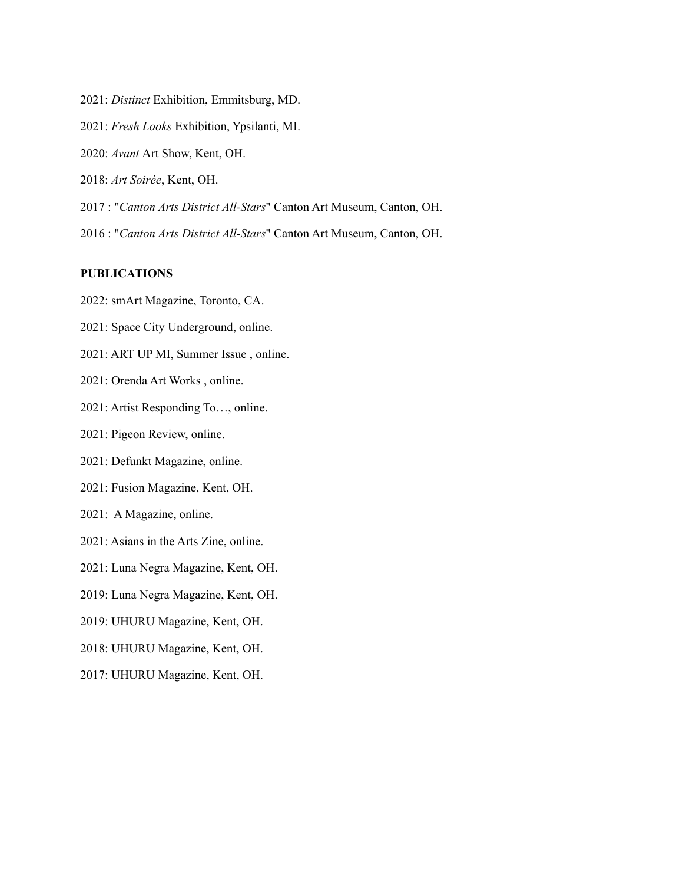2021: *Distinct* Exhibition, Emmitsburg, MD.

2021: *Fresh Looks* Exhibition, Ypsilanti, MI.

2020: *Avant* Art Show, Kent, OH.

2018: *Art Soirée*, Kent, OH.

2017 : "*Canton Arts District All-Stars*" Canton Art Museum, Canton, OH.

2016 : "*Canton Arts District All-Stars*" Canton Art Museum, Canton, OH.

**PUBLICATIONS**

2022: smArt Magazine, Toronto, CA.

2021: Space City Underground, online.

2021: ART UP MI, Summer Issue , online.

2021: Orenda Art Works , online.

2021: Artist Responding To…, online.

2021: Pigeon Review, online.

2021: Defunkt Magazine, online.

2021: Fusion Magazine, Kent, OH.

2021: A Magazine, online.

2021: Asians in the Arts Zine, online.

2021: Luna Negra Magazine, Kent, OH.

2019: Luna Negra Magazine, Kent, OH.

2019: UHURU Magazine, Kent, OH.

2018: UHURU Magazine, Kent, OH.

2017: UHURU Magazine, Kent, OH.